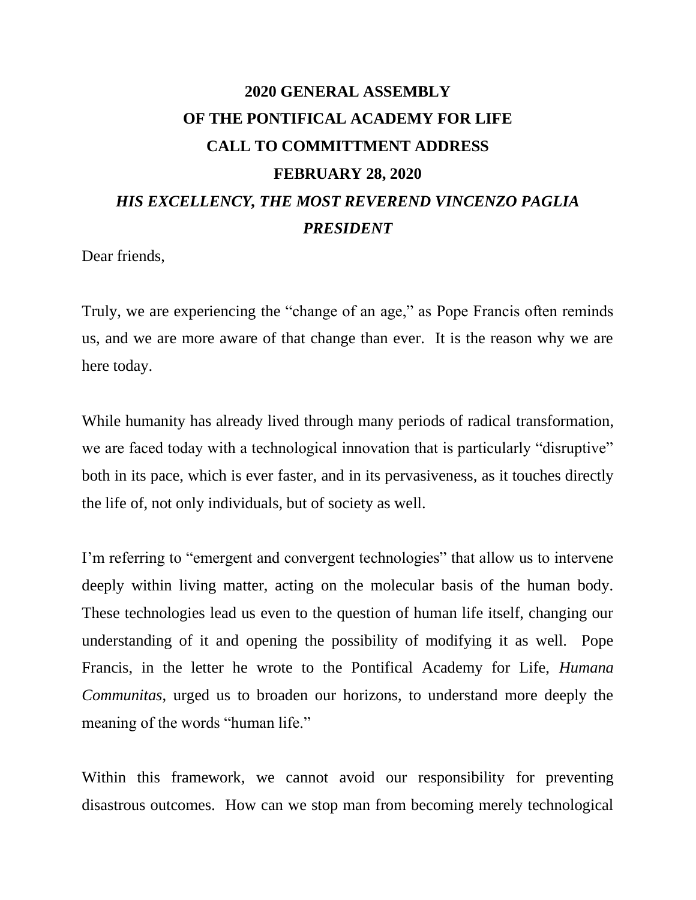# 2020 GENERAL ASSEMBLY
# OF THE PONTIFICAL ACADEMY FOR LIFE
# CALL TO COMMITTMENT ADDRESS
# FEBRUARY 28, 2020

***HIS EXCELLENCY, THE MOST REVEREND VINCENZO PAGLIA***
***PRESIDENT***

Dear friends,

Truly, we are experiencing the "change of an age," as Pope Francis often reminds us, and we are more aware of that change than ever. It is the reason why we are here today.

While humanity has already lived through many periods of radical transformation, we are faced today with a technological innovation that is particularly "disruptive" both in its pace, which is ever faster, and in its pervasiveness, as it touches directly the life of, not only individuals, but of society as well.

I'm referring to "emergent and convergent technologies" that allow us to intervene deeply within living matter, acting on the molecular basis of the human body. These technologies lead us even to the question of human life itself, changing our understanding of it and opening the possibility of modifying it as well. Pope Francis, in the letter he wrote to the Pontifical Academy for Life, *Humana Communitas*, urged us to broaden our horizons, to understand more deeply the meaning of the words "human life."

Within this framework, we cannot avoid our responsibility for preventing disastrous outcomes. How can we stop man from becoming merely technological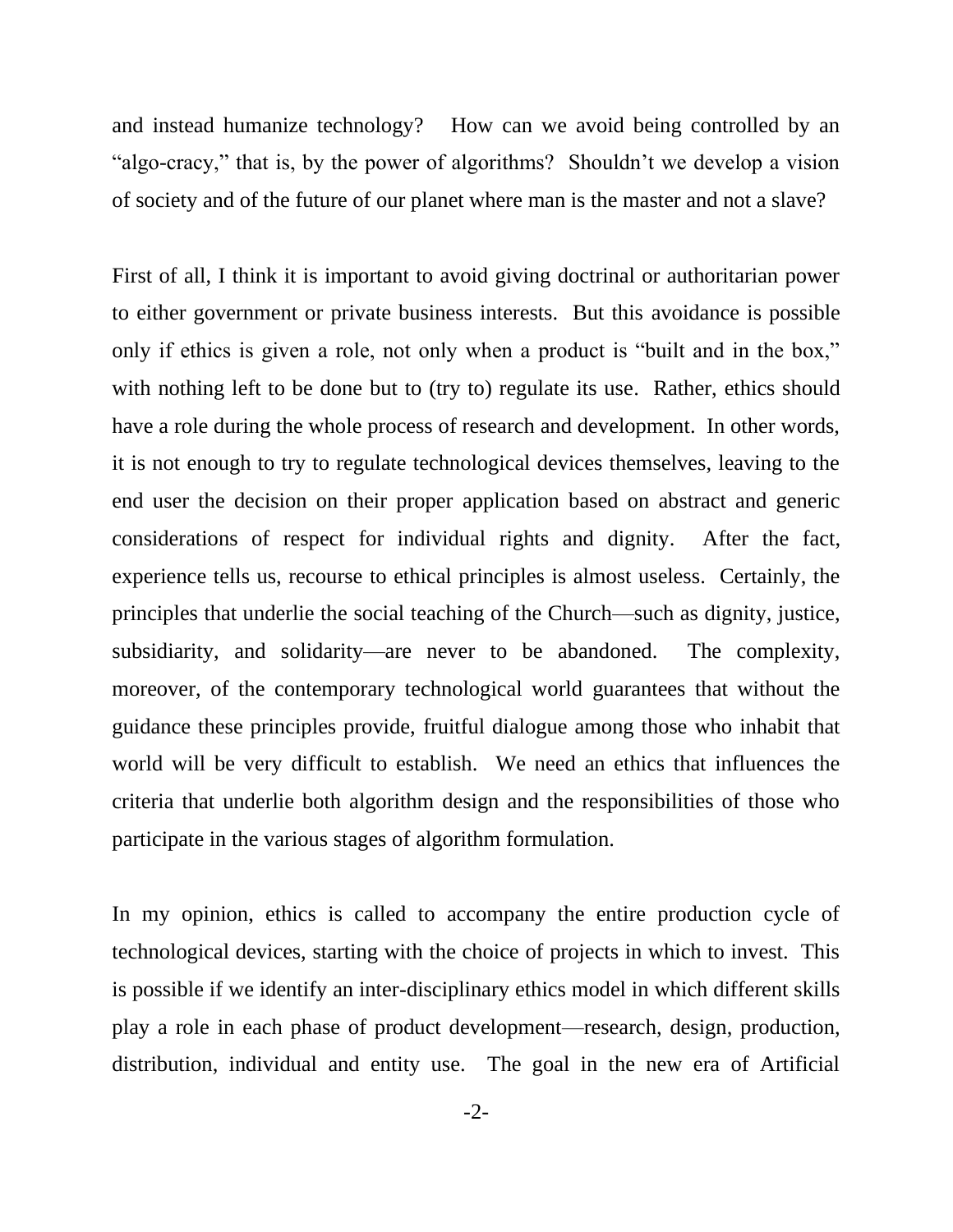and instead humanize technology? How can we avoid being controlled by an "algo-cracy," that is, by the power of algorithms? Shouldn't we develop a vision of society and of the future of our planet where man is the master and not a slave?

First of all, I think it is important to avoid giving doctrinal or authoritarian power to either government or private business interests. But this avoidance is possible only if ethics is given a role, not only when a product is "built and in the box," with nothing left to be done but to (try to) regulate its use. Rather, ethics should have a role during the whole process of research and development. In other words, it is not enough to try to regulate technological devices themselves, leaving to the end user the decision on their proper application based on abstract and generic considerations of respect for individual rights and dignity. After the fact, experience tells us, recourse to ethical principles is almost useless. Certainly, the principles that underlie the social teaching of the Church—such as dignity, justice, subsidiarity, and solidarity—are never to be abandoned. The complexity, moreover, of the contemporary technological world guarantees that without the guidance these principles provide, fruitful dialogue among those who inhabit that world will be very difficult to establish. We need an ethics that influences the criteria that underlie both algorithm design and the responsibilities of those who participate in the various stages of algorithm formulation.

In my opinion, ethics is called to accompany the entire production cycle of technological devices, starting with the choice of projects in which to invest. This is possible if we identify an inter-disciplinary ethics model in which different skills play a role in each phase of product development—research, design, production, distribution, individual and entity use. The goal in the new era of Artificial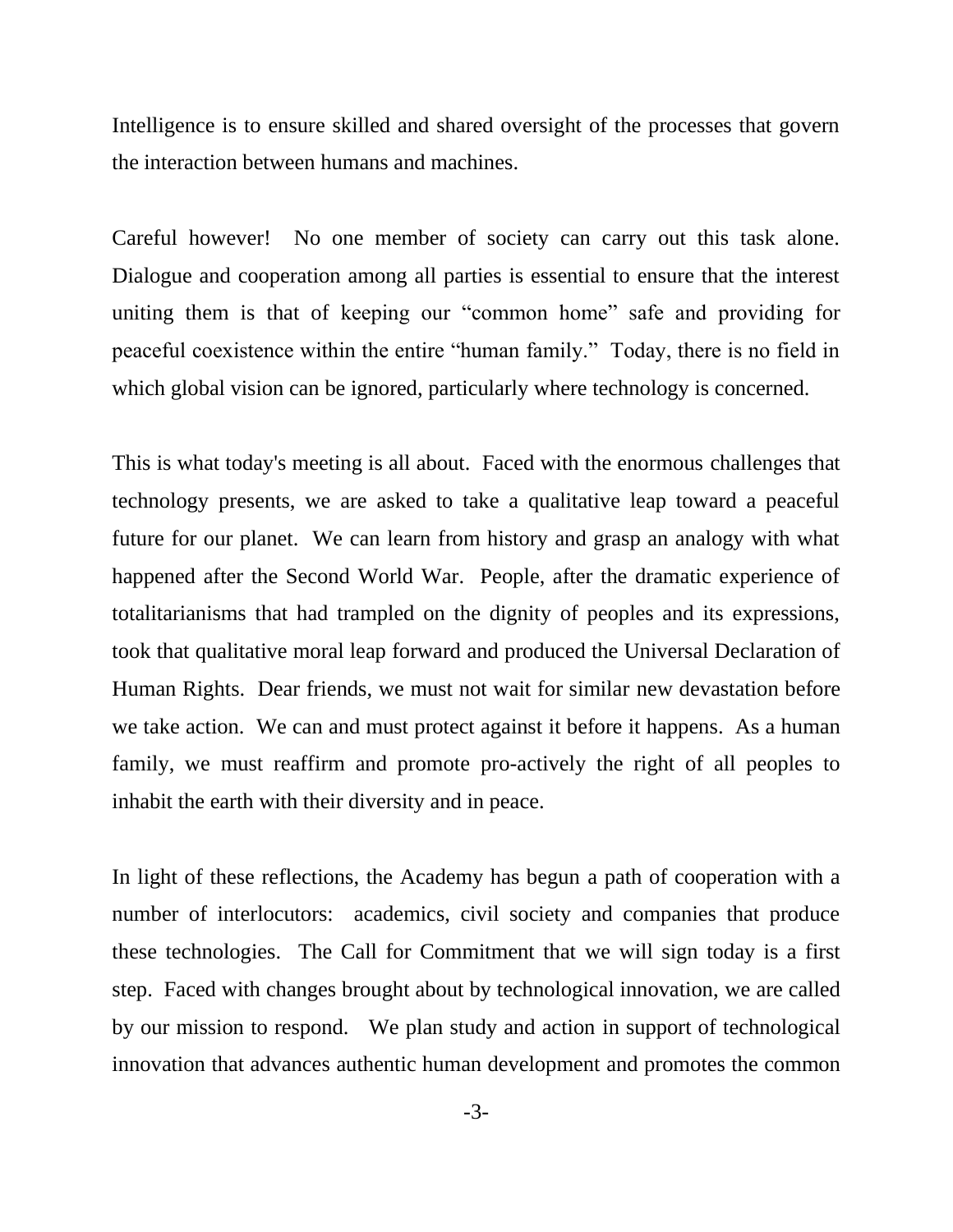Intelligence is to ensure skilled and shared oversight of the processes that govern the interaction between humans and machines.

Careful however! No one member of society can carry out this task alone. Dialogue and cooperation among all parties is essential to ensure that the interest uniting them is that of keeping our "common home" safe and providing for peaceful coexistence within the entire "human family." Today, there is no field in which global vision can be ignored, particularly where technology is concerned.

This is what today's meeting is all about. Faced with the enormous challenges that technology presents, we are asked to take a qualitative leap toward a peaceful future for our planet. We can learn from history and grasp an analogy with what happened after the Second World War. People, after the dramatic experience of totalitarianisms that had trampled on the dignity of peoples and its expressions, took that qualitative moral leap forward and produced the Universal Declaration of Human Rights. Dear friends, we must not wait for similar new devastation before we take action. We can and must protect against it before it happens. As a human family, we must reaffirm and promote pro-actively the right of all peoples to inhabit the earth with their diversity and in peace.

In light of these reflections, the Academy has begun a path of cooperation with a number of interlocutors: academics, civil society and companies that produce these technologies. The Call for Commitment that we will sign today is a first step. Faced with changes brought about by technological innovation, we are called by our mission to respond. We plan study and action in support of technological innovation that advances authentic human development and promotes the common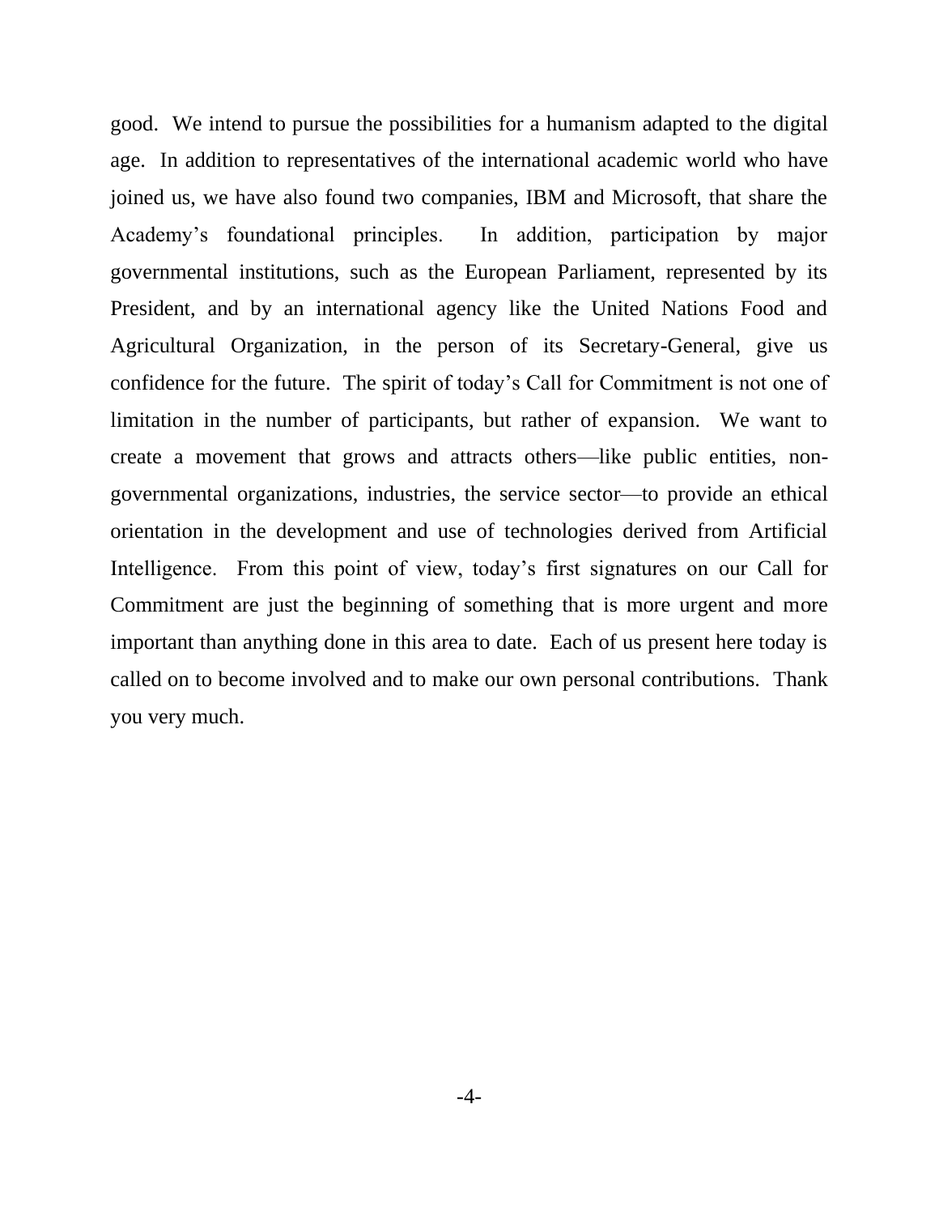good. We intend to pursue the possibilities for a humanism adapted to the digital age. In addition to representatives of the international academic world who have joined us, we have also found two companies, IBM and Microsoft, that share the Academy's foundational principles. In addition, participation by major governmental institutions, such as the European Parliament, represented by its President, and by an international agency like the United Nations Food and Agricultural Organization, in the person of its Secretary-General, give us confidence for the future. The spirit of today's Call for Commitment is not one of limitation in the number of participants, but rather of expansion. We want to create a movement that grows and attracts others—like public entities, non-governmental organizations, industries, the service sector—to provide an ethical orientation in the development and use of technologies derived from Artificial Intelligence. From this point of view, today's first signatures on our Call for Commitment are just the beginning of something that is more urgent and more important than anything done in this area to date. Each of us present here today is called on to become involved and to make our own personal contributions. Thank you very much.